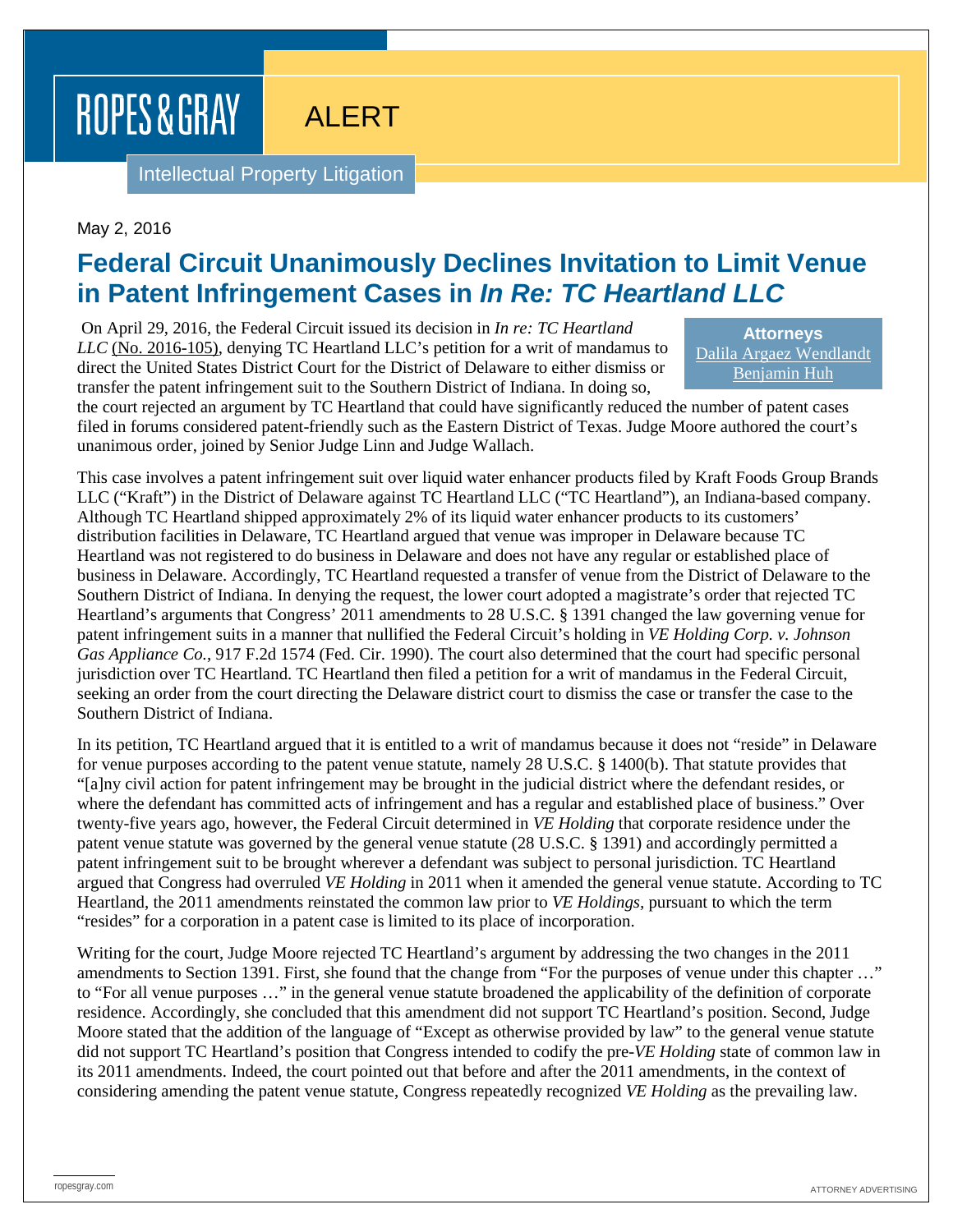ROPES & GRAY

ALERT

Intellectual Property Litigation

May 2, 2016

# Federal Circuit Unanimously Declines Invitation to Limit Venue in Patent Infringement Cases in *In Re: TC Heartland LLC*

**Attorneys**
Dalila Argaez Wendlandt
Benjamin Huh

On April 29, 2016, the Federal Circuit issued its decision in *In re: TC Heartland LLC* (No. 2016-105), denying TC Heartland LLC's petition for a writ of mandamus to direct the United States District Court for the District of Delaware to either dismiss or transfer the patent infringement suit to the Southern District of Indiana. In doing so, the court rejected an argument by TC Heartland that could have significantly reduced the number of patent cases filed in forums considered patent-friendly such as the Eastern District of Texas. Judge Moore authored the court's unanimous order, joined by Senior Judge Linn and Judge Wallach.

This case involves a patent infringement suit over liquid water enhancer products filed by Kraft Foods Group Brands LLC ("Kraft") in the District of Delaware against TC Heartland LLC ("TC Heartland"), an Indiana-based company. Although TC Heartland shipped approximately 2% of its liquid water enhancer products to its customers' distribution facilities in Delaware, TC Heartland argued that venue was improper in Delaware because TC Heartland was not registered to do business in Delaware and does not have any regular or established place of business in Delaware. Accordingly, TC Heartland requested a transfer of venue from the District of Delaware to the Southern District of Indiana. In denying the request, the lower court adopted a magistrate's order that rejected TC Heartland's arguments that Congress' 2011 amendments to 28 U.S.C. § 1391 changed the law governing venue for patent infringement suits in a manner that nullified the Federal Circuit's holding in *VE Holding Corp. v. Johnson Gas Appliance Co.*, 917 F.2d 1574 (Fed. Cir. 1990). The court also determined that the court had specific personal jurisdiction over TC Heartland. TC Heartland then filed a petition for a writ of mandamus in the Federal Circuit, seeking an order from the court directing the Delaware district court to dismiss the case or transfer the case to the Southern District of Indiana.

In its petition, TC Heartland argued that it is entitled to a writ of mandamus because it does not "reside" in Delaware for venue purposes according to the patent venue statute, namely 28 U.S.C. § 1400(b). That statute provides that "[a]ny civil action for patent infringement may be brought in the judicial district where the defendant resides, or where the defendant has committed acts of infringement and has a regular and established place of business." Over twenty-five years ago, however, the Federal Circuit determined in *VE Holding* that corporate residence under the patent venue statute was governed by the general venue statute (28 U.S.C. § 1391) and accordingly permitted a patent infringement suit to be brought wherever a defendant was subject to personal jurisdiction. TC Heartland argued that Congress had overruled *VE Holding* in 2011 when it amended the general venue statute. According to TC Heartland, the 2011 amendments reinstated the common law prior to *VE Holdings*, pursuant to which the term "resides" for a corporation in a patent case is limited to its place of incorporation.

Writing for the court, Judge Moore rejected TC Heartland's argument by addressing the two changes in the 2011 amendments to Section 1391. First, she found that the change from "For the purposes of venue under this chapter …" to "For all venue purposes …" in the general venue statute broadened the applicability of the definition of corporate residence. Accordingly, she concluded that this amendment did not support TC Heartland's position. Second, Judge Moore stated that the addition of the language of "Except as otherwise provided by law" to the general venue statute did not support TC Heartland's position that Congress intended to codify the pre-*VE Holding* state of common law in its 2011 amendments. Indeed, the court pointed out that before and after the 2011 amendments, in the context of considering amending the patent venue statute, Congress repeatedly recognized *VE Holding* as the prevailing law.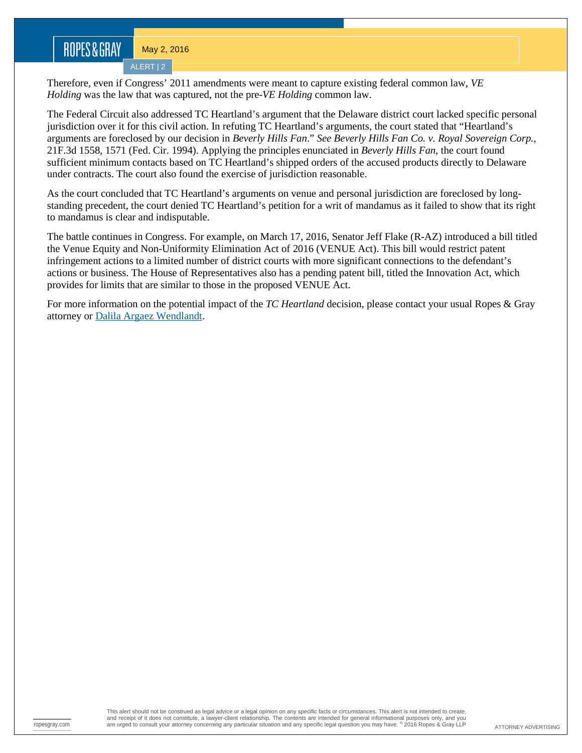Therefore, even if Congress' 2011 amendments were meant to capture existing federal common law, *VE Holding* was the law that was captured, not the pre-*VE Holding* common law.

The Federal Circuit also addressed TC Heartland's argument that the Delaware district court lacked specific personal jurisdiction over it for this civil action. In refuting TC Heartland's arguments, the court stated that "Heartland's arguments are foreclosed by our decision in *Beverly Hills Fan*." *See Beverly Hills Fan Co. v. Royal Sovereign Corp.*, 21F.3d 1558, 1571 (Fed. Cir. 1994). Applying the principles enunciated in *Beverly Hills Fan*, the court found sufficient minimum contacts based on TC Heartland's shipped orders of the accused products directly to Delaware under contracts. The court also found the exercise of jurisdiction reasonable.

As the court concluded that TC Heartland's arguments on venue and personal jurisdiction are foreclosed by long-standing precedent, the court denied TC Heartland's petition for a writ of mandamus as it failed to show that its right to mandamus is clear and indisputable.

The battle continues in Congress. For example, on March 17, 2016, Senator Jeff Flake (R-AZ) introduced a bill titled the Venue Equity and Non-Uniformity Elimination Act of 2016 (VENUE Act). This bill would restrict patent infringement actions to a limited number of district courts with more significant connections to the defendant's actions or business. The House of Representatives also has a pending patent bill, titled the Innovation Act, which provides for limits that are similar to those in the proposed VENUE Act.

For more information on the potential impact of the *TC Heartland* decision, please contact your usual Ropes & Gray attorney or Dalila Argaez Wendlandt.

This alert should not be construed as legal advice or a legal opinion on any specific facts or circumstances. This alert is not intended to create, and receipt of it does not constitute, a lawyer-client relationship. The contents are intended for general informational purposes only, and you are urged to consult your attorney concerning any particular situation and any specific legal question you may have. © 2016 Ropes & Gray LLP

ATTORNEY ADVERTISING